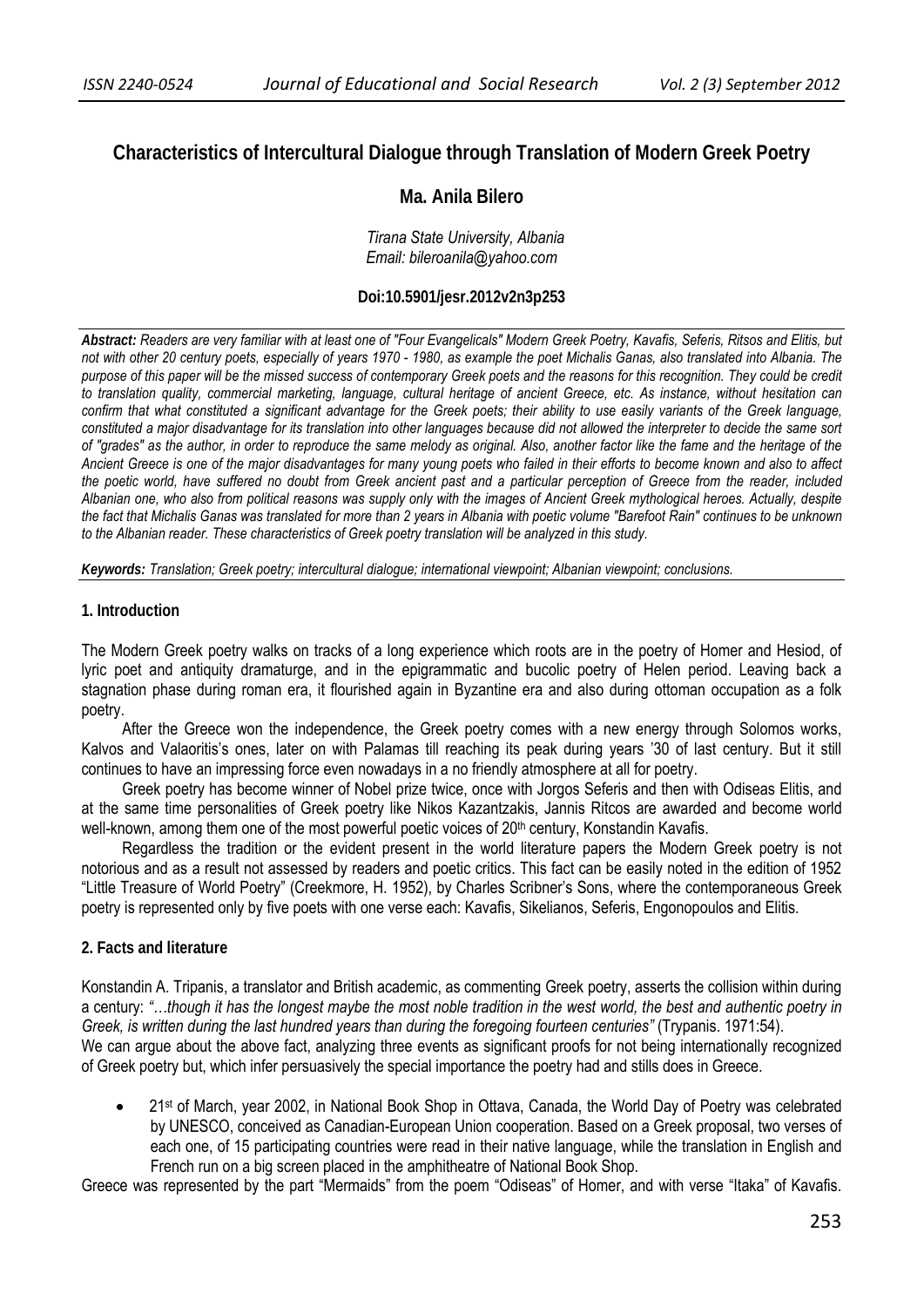# Characteristics of Intercultural Dialogue through Translation of Modern Greek Poetry

**Ma. Anila Bilero**

*Tirana State University, Albania*
*Email: bileroanila@yahoo.com*

**Doi:10.5901/jesr.2012v2n3p253**

***Abstract:*** *Readers are very familiar with at least one of "Four Evangelicals" Modern Greek Poetry, Kavafis, Seferis, Ritsos and Elitis, but not with other 20 century poets, especially of years 1970 - 1980, as example the poet Michalis Ganas, also translated into Albania. The purpose of this paper will be the missed success of contemporary Greek poets and the reasons for this recognition. They could be credit to translation quality, commercial marketing, language, cultural heritage of ancient Greece, etc. As instance, without hesitation can confirm that what constituted a significant advantage for the Greek poets; their ability to use easily variants of the Greek language, constituted a major disadvantage for its translation into other languages because did not allowed the interpreter to decide the same sort of "grades" as the author, in order to reproduce the same melody as original. Also, another factor like the fame and the heritage of the Ancient Greece is one of the major disadvantages for many young poets who failed in their efforts to become known and also to affect the poetic world, have suffered no doubt from Greek ancient past and a particular perception of Greece from the reader, included Albanian one, who also from political reasons was supply only with the images of Ancient Greek mythological heroes. Actually, despite the fact that Michalis Ganas was translated for more than 2 years in Albania with poetic volume "Barefoot Rain" continues to be unknown to the Albanian reader. These characteristics of Greek poetry translation will be analyzed in this study.*

***Keywords:*** *Translation; Greek poetry; intercultural dialogue; international viewpoint; Albanian viewpoint; conclusions.*

## 1. Introduction

The Modern Greek poetry walks on tracks of a long experience which roots are in the poetry of Homer and Hesiod, of lyric poet and antiquity dramaturge, and in the epigrammatic and bucolic poetry of Helen period. Leaving back a stagnation phase during roman era, it flourished again in Byzantine era and also during ottoman occupation as a folk poetry.

After the Greece won the independence, the Greek poetry comes with a new energy through Solomos works, Kalvos and Valaoritis's ones, later on with Palamas till reaching its peak during years '30 of last century. But it still continues to have an impressing force even nowadays in a no friendly atmosphere at all for poetry.

Greek poetry has become winner of Nobel prize twice, once with Jorgos Seferis and then with Odiseas Elitis, and at the same time personalities of Greek poetry like Nikos Kazantzakis, Jannis Ritcos are awarded and become world well-known, among them one of the most powerful poetic voices of 20th century, Konstandin Kavafis.

Regardless the tradition or the evident present in the world literature papers the Modern Greek poetry is not notorious and as a result not assessed by readers and poetic critics. This fact can be easily noted in the edition of 1952 "Little Treasure of World Poetry" (Creekmore, H. 1952), by Charles Scribner's Sons, where the contemporaneous Greek poetry is represented only by five poets with one verse each: Kavafis, Sikelianos, Seferis, Engonopoulos and Elitis.

## 2. Facts and literature

Konstandin A. Tripanis, a translator and British academic, as commenting Greek poetry, asserts the collision within during a century: *"…though it has the longest maybe the most noble tradition in the west world, the best and authentic poetry in Greek, is written during the last hundred years than during the foregoing fourteen centuries"* (Trypanis. 1971:54).
We can argue about the above fact, analyzing three events as significant proofs for not being internationally recognized of Greek poetry but, which infer persuasively the special importance the poetry had and stills does in Greece.

- 21st of March, year 2002, in National Book Shop in Ottava, Canada, the World Day of Poetry was celebrated by UNESCO, conceived as Canadian-European Union cooperation. Based on a Greek proposal, two verses of each one, of 15 participating countries were read in their native language, while the translation in English and French run on a big screen placed in the amphitheatre of National Book Shop.

Greece was represented by the part "Mermaids" from the poem "Odiseas" of Homer, and with verse "Itaka" of Kavafis.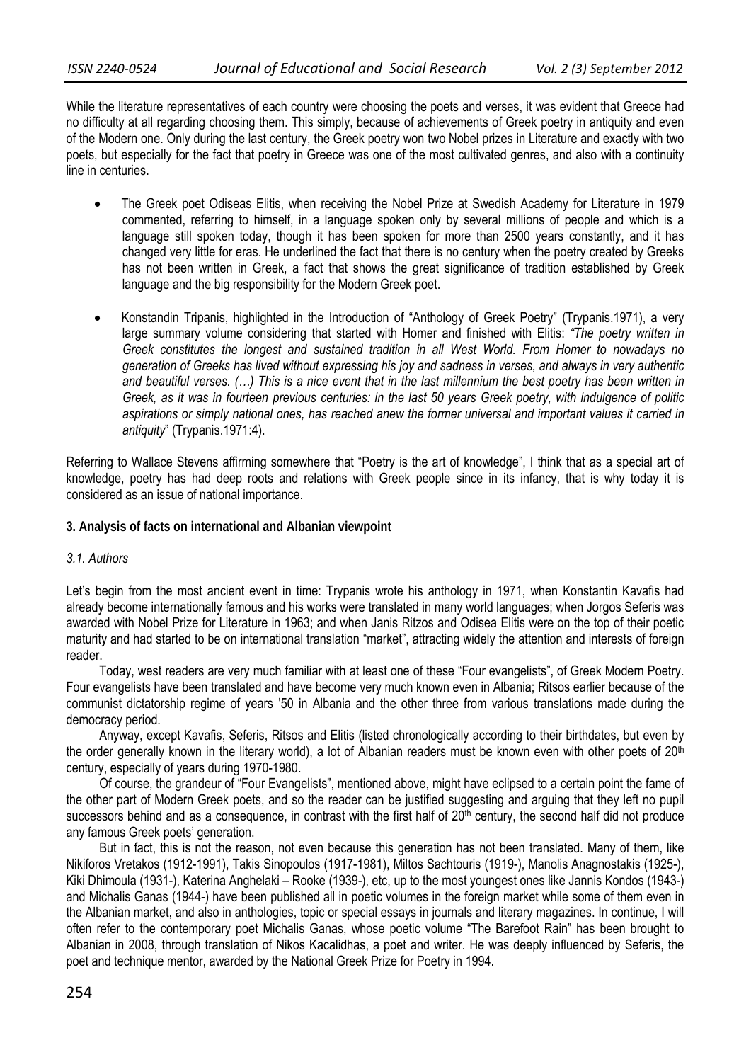While the literature representatives of each country were choosing the poets and verses, it was evident that Greece had no difficulty at all regarding choosing them. This simply, because of achievements of Greek poetry in antiquity and even of the Modern one. Only during the last century, the Greek poetry won two Nobel prizes in Literature and exactly with two poets, but especially for the fact that poetry in Greece was one of the most cultivated genres, and also with a continuity line in centuries.

- The Greek poet Odiseas Elitis, when receiving the Nobel Prize at Swedish Academy for Literature in 1979 commented, referring to himself, in a language spoken only by several millions of people and which is a language still spoken today, though it has been spoken for more than 2500 years constantly, and it has changed very little for eras. He underlined the fact that there is no century when the poetry created by Greeks has not been written in Greek, a fact that shows the great significance of tradition established by Greek language and the big responsibility for the Modern Greek poet.

- Konstandin Tripanis, highlighted in the Introduction of "Anthology of Greek Poetry" (Trypanis.1971), a very large summary volume considering that started with Homer and finished with Elitis: *"The poetry written in Greek constitutes the longest and sustained tradition in all West World. From Homer to nowadays no generation of Greeks has lived without expressing his joy and sadness in verses, and always in very authentic and beautiful verses. (…) This is a nice event that in the last millennium the best poetry has been written in Greek, as it was in fourteen previous centuries: in the last 50 years Greek poetry, with indulgence of politic aspirations or simply national ones, has reached anew the former universal and important values it carried in antiquity"* (Trypanis.1971:4).

Referring to Wallace Stevens affirming somewhere that "Poetry is the art of knowledge", I think that as a special art of knowledge, poetry has had deep roots and relations with Greek people since in its infancy, that is why today it is considered as an issue of national importance.

### 3. Analysis of facts on international and Albanian viewpoint

#### *3.1. Authors*

Let's begin from the most ancient event in time: Trypanis wrote his anthology in 1971, when Konstantin Kavafis had already become internationally famous and his works were translated in many world languages; when Jorgos Seferis was awarded with Nobel Prize for Literature in 1963; and when Janis Ritzos and Odisea Elitis were on the top of their poetic maturity and had started to be on international translation "market", attracting widely the attention and interests of foreign reader.

Today, west readers are very much familiar with at least one of these "Four evangelists", of Greek Modern Poetry. Four evangelists have been translated and have become very much known even in Albania; Ritsos earlier because of the communist dictatorship regime of years '50 in Albania and the other three from various translations made during the democracy period.

Anyway, except Kavafis, Seferis, Ritsos and Elitis (listed chronologically according to their birthdates, but even by the order generally known in the literary world), a lot of Albanian readers must be known even with other poets of 20th century, especially of years during 1970-1980.

Of course, the grandeur of "Four Evangelists", mentioned above, might have eclipsed to a certain point the fame of the other part of Modern Greek poets, and so the reader can be justified suggesting and arguing that they left no pupil successors behind and as a consequence, in contrast with the first half of 20th century, the second half did not produce any famous Greek poets' generation.

But in fact, this is not the reason, not even because this generation has not been translated. Many of them, like Nikiforos Vretakos (1912-1991), Takis Sinopoulos (1917-1981), Miltos Sachtouris (1919-), Manolis Anagnostakis (1925-), Kiki Dhimoula (1931-), Katerina Anghelaki – Rooke (1939-), etc, up to the most youngest ones like Jannis Kondos (1943-) and Michalis Ganas (1944-) have been published all in poetic volumes in the foreign market while some of them even in the Albanian market, and also in anthologies, topic or special essays in journals and literary magazines. In continue, I will often refer to the contemporary poet Michalis Ganas, whose poetic volume "The Barefoot Rain" has been brought to Albanian in 2008, through translation of Nikos Kacalidhas, a poet and writer. He was deeply influenced by Seferis, the poet and technique mentor, awarded by the National Greek Prize for Poetry in 1994.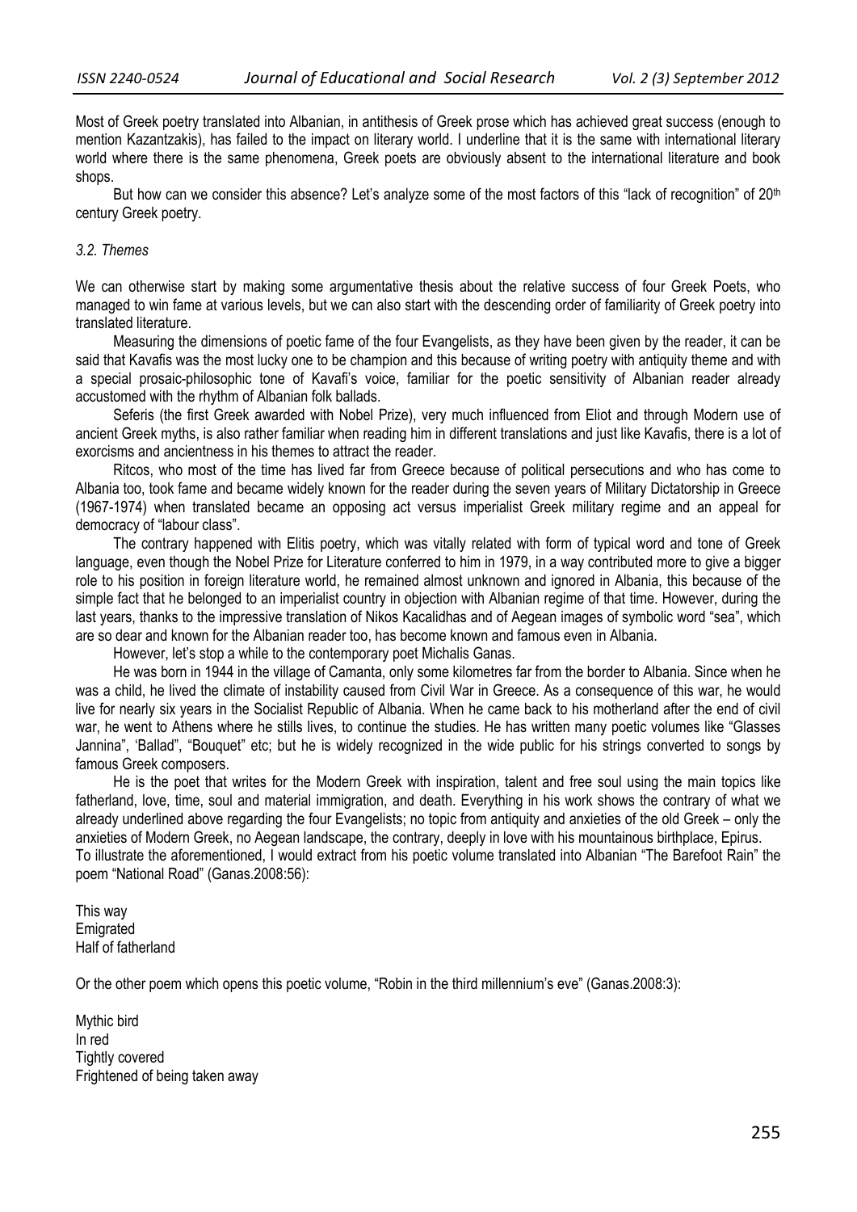Most of Greek poetry translated into Albanian, in antithesis of Greek prose which has achieved great success (enough to mention Kazantzakis), has failed to the impact on literary world. I underline that it is the same with international literary world where there is the same phenomena, Greek poets are obviously absent to the international literature and book shops.

But how can we consider this absence? Let's analyze some of the most factors of this "lack of recognition" of 20th century Greek poetry.

### *3.2. Themes*

We can otherwise start by making some argumentative thesis about the relative success of four Greek Poets, who managed to win fame at various levels, but we can also start with the descending order of familiarity of Greek poetry into translated literature.

Measuring the dimensions of poetic fame of the four Evangelists, as they have been given by the reader, it can be said that Kavafis was the most lucky one to be champion and this because of writing poetry with antiquity theme and with a special prosaic-philosophic tone of Kavafi's voice, familiar for the poetic sensitivity of Albanian reader already accustomed with the rhythm of Albanian folk ballads.

Seferis (the first Greek awarded with Nobel Prize), very much influenced from Eliot and through Modern use of ancient Greek myths, is also rather familiar when reading him in different translations and just like Kavafis, there is a lot of exorcisms and ancientness in his themes to attract the reader.

Ritcos, who most of the time has lived far from Greece because of political persecutions and who has come to Albania too, took fame and became widely known for the reader during the seven years of Military Dictatorship in Greece (1967-1974) when translated became an opposing act versus imperialist Greek military regime and an appeal for democracy of "labour class".

The contrary happened with Elitis poetry, which was vitally related with form of typical word and tone of Greek language, even though the Nobel Prize for Literature conferred to him in 1979, in a way contributed more to give a bigger role to his position in foreign literature world, he remained almost unknown and ignored in Albania, this because of the simple fact that he belonged to an imperialist country in objection with Albanian regime of that time. However, during the last years, thanks to the impressive translation of Nikos Kacalidhas and of Aegean images of symbolic word "sea", which are so dear and known for the Albanian reader too, has become known and famous even in Albania.

However, let's stop a while to the contemporary poet Michalis Ganas.

He was born in 1944 in the village of Camanta, only some kilometres far from the border to Albania. Since when he was a child, he lived the climate of instability caused from Civil War in Greece. As a consequence of this war, he would live for nearly six years in the Socialist Republic of Albania. When he came back to his motherland after the end of civil war, he went to Athens where he stills lives, to continue the studies. He has written many poetic volumes like "Glasses Jannina", 'Ballad", "Bouquet" etc; but he is widely recognized in the wide public for his strings converted to songs by famous Greek composers.

He is the poet that writes for the Modern Greek with inspiration, talent and free soul using the main topics like fatherland, love, time, soul and material immigration, and death. Everything in his work shows the contrary of what we already underlined above regarding the four Evangelists; no topic from antiquity and anxieties of the old Greek – only the anxieties of Modern Greek, no Aegean landscape, the contrary, deeply in love with his mountainous birthplace, Epirus.

To illustrate the aforementioned, I would extract from his poetic volume translated into Albanian "The Barefoot Rain" the poem "National Road" (Ganas.2008:56):

This way  
Emigrated  
Half of fatherland

Or the other poem which opens this poetic volume, "Robin in the third millennium's eve" (Ganas.2008:3):

Mythic bird  
In red  
Tightly covered  
Frightened of being taken away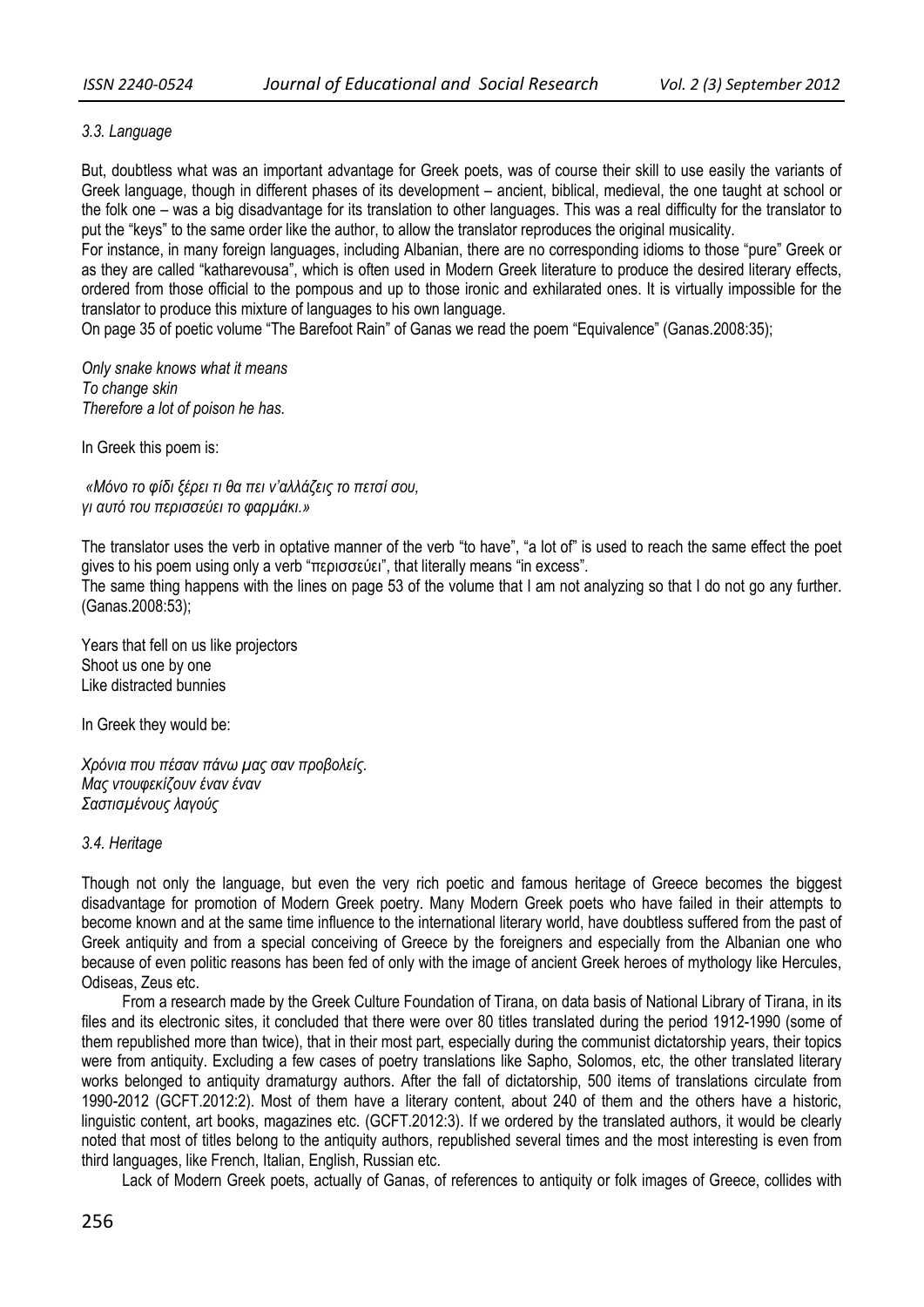### *3.3. Language*

But, doubtless what was an important advantage for Greek poets, was of course their skill to use easily the variants of Greek language, though in different phases of its development – ancient, biblical, medieval, the one taught at school or the folk one – was a big disadvantage for its translation to other languages. This was a real difficulty for the translator to put the "keys" to the same order like the author, to allow the translator reproduces the original musicality.

For instance, in many foreign languages, including Albanian, there are no corresponding idioms to those "pure" Greek or as they are called "katharevousa", which is often used in Modern Greek literature to produce the desired literary effects, ordered from those official to the pompous and up to those ironic and exhilarated ones. It is virtually impossible for the translator to produce this mixture of languages to his own language.

On page 35 of poetic volume "The Barefoot Rain" of Ganas we read the poem "Equivalence" (Ganas.2008:35);

*Only snake knows what it means*
*To change skin*
*Therefore a lot of poison he has.*

In Greek this poem is:

*«Μόνο το φίδι ξέρει τι θα πει ν'αλλάζεις το πετσί σου,*
*γι αυτό του περισσεύει το φαρμάκι.»*

The translator uses the verb in optative manner of the verb "to have", "a lot of" is used to reach the same effect the poet gives to his poem using only a verb "περισσεύει", that literally means "in excess".

The same thing happens with the lines on page 53 of the volume that I am not analyzing so that I do not go any further. (Ganas.2008:53);

Years that fell on us like projectors
Shoot us one by one
Like distracted bunnies

In Greek they would be:

*Χρόνια που πέσαν πάνω μας σαν προβολείς.*
*Μας ντουφεκίζουν έναν έναν*
*Σαστισμένους λαγούς*

### *3.4. Heritage*

Though not only the language, but even the very rich poetic and famous heritage of Greece becomes the biggest disadvantage for promotion of Modern Greek poetry. Many Modern Greek poets who have failed in their attempts to become known and at the same time influence to the international literary world, have doubtless suffered from the past of Greek antiquity and from a special conceiving of Greece by the foreigners and especially from the Albanian one who because of even politic reasons has been fed of only with the image of ancient Greek heroes of mythology like Hercules, Odiseas, Zeus etc.

From a research made by the Greek Culture Foundation of Tirana, on data basis of National Library of Tirana, in its files and its electronic sites, it concluded that there were over 80 titles translated during the period 1912-1990 (some of them republished more than twice), that in their most part, especially during the communist dictatorship years, their topics were from antiquity. Excluding a few cases of poetry translations like Sapho, Solomos, etc, the other translated literary works belonged to antiquity dramaturgy authors. After the fall of dictatorship, 500 items of translations circulate from 1990-2012 (GCFT.2012:2). Most of them have a literary content, about 240 of them and the others have a historic, linguistic content, art books, magazines etc. (GCFT.2012:3). If we ordered by the translated authors, it would be clearly noted that most of titles belong to the antiquity authors, republished several times and the most interesting is even from third languages, like French, Italian, English, Russian etc.

Lack of Modern Greek poets, actually of Ganas, of references to antiquity or folk images of Greece, collides with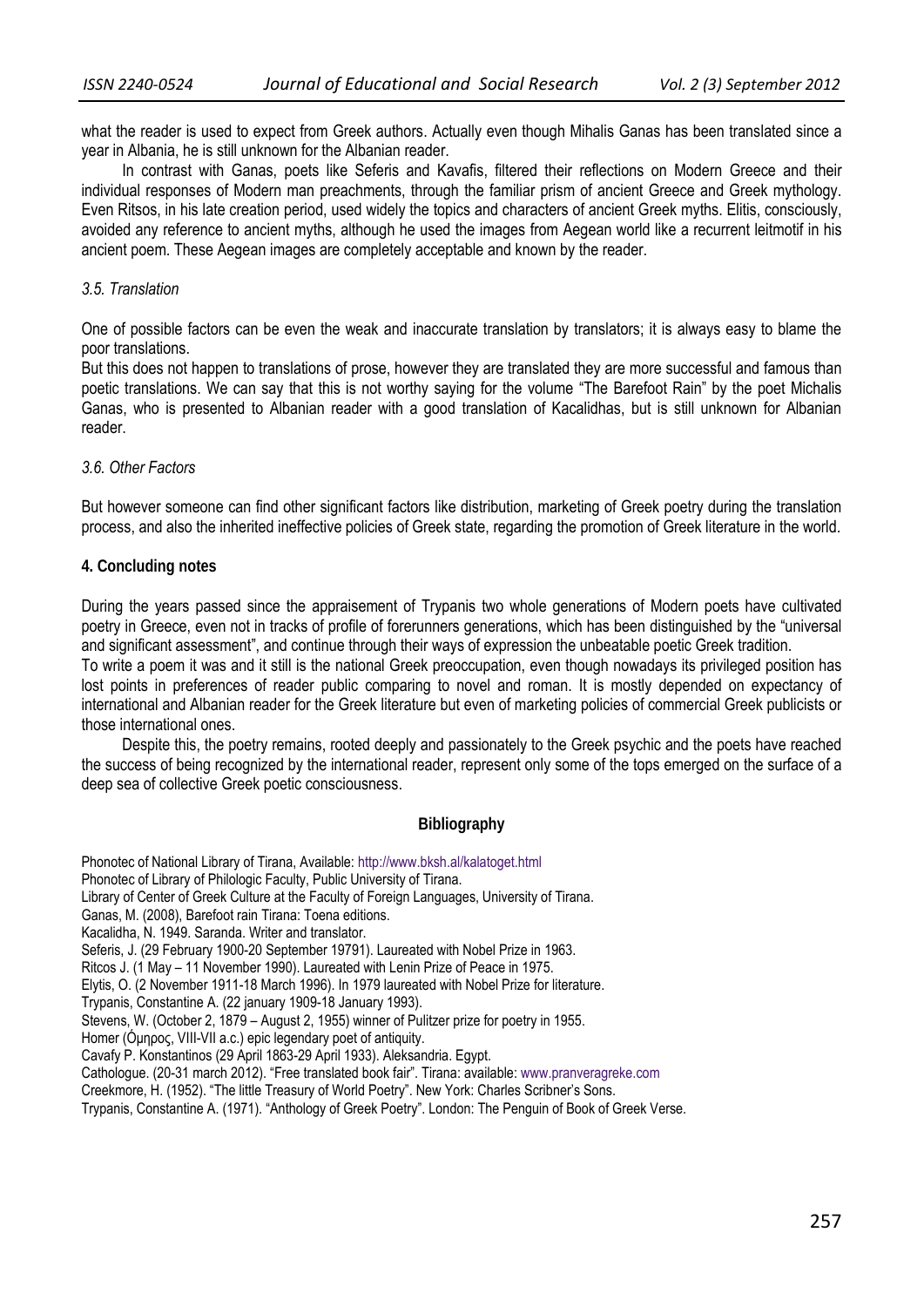what the reader is used to expect from Greek authors. Actually even though Mihalis Ganas has been translated since a year in Albania, he is still unknown for the Albanian reader.

In contrast with Ganas, poets like Seferis and Kavafis, filtered their reflections on Modern Greece and their individual responses of Modern man preachments, through the familiar prism of ancient Greece and Greek mythology. Even Ritsos, in his late creation period, used widely the topics and characters of ancient Greek myths. Elitis, consciously, avoided any reference to ancient myths, although he used the images from Aegean world like a recurrent leitmotif in his ancient poem. These Aegean images are completely acceptable and known by the reader.

### *3.5. Translation*

One of possible factors can be even the weak and inaccurate translation by translators; it is always easy to blame the poor translations.

But this does not happen to translations of prose, however they are translated they are more successful and famous than poetic translations. We can say that this is not worthy saying for the volume "The Barefoot Rain" by the poet Michalis Ganas, who is presented to Albanian reader with a good translation of Kacalidhas, but is still unknown for Albanian reader.

### *3.6. Other Factors*

But however someone can find other significant factors like distribution, marketing of Greek poetry during the translation process, and also the inherited ineffective policies of Greek state, regarding the promotion of Greek literature in the world.

## 4. Concluding notes

During the years passed since the appraisement of Trypanis two whole generations of Modern poets have cultivated poetry in Greece, even not in tracks of profile of forerunners generations, which has been distinguished by the "universal and significant assessment", and continue through their ways of expression the unbeatable poetic Greek tradition.

To write a poem it was and it still is the national Greek preoccupation, even though nowadays its privileged position has lost points in preferences of reader public comparing to novel and roman. It is mostly depended on expectancy of international and Albanian reader for the Greek literature but even of marketing policies of commercial Greek publicists or those international ones.

Despite this, the poetry remains, rooted deeply and passionately to the Greek psychic and the poets have reached the success of being recognized by the international reader, represent only some of the tops emerged on the surface of a deep sea of collective Greek poetic consciousness.

## Bibliography

Phonotec of National Library of Tirana, Available: http://www.bksh.al/kalatoget.html

Phonotec of Library of Philologic Faculty, Public University of Tirana.

Library of Center of Greek Culture at the Faculty of Foreign Languages, University of Tirana.

Ganas, M. (2008), Barefoot rain Tirana: Toena editions.

Kacalidha, N. 1949. Saranda. Writer and translator.

Seferis, J. (29 February 1900-20 September 19791). Laureated with Nobel Prize in 1963.

Ritcos J. (1 May – 11 November 1990). Laureated with Lenin Prize of Peace in 1975.

Elytis, O. (2 November 1911-18 March 1996). In 1979 laureated with Nobel Prize for literature.

Trypanis, Constantine A. (22 january 1909-18 January 1993).

Stevens, W. (October 2, 1879 – August 2, 1955) winner of Pulitzer prize for poetry in 1955.

Homer (Όμηρος, VIII-VII a.c.) epic legendary poet of antiquity.

Cavafy P. Konstantinos (29 April 1863-29 April 1933). Aleksandria. Egypt.

Cathologue. (20-31 march 2012). "Free translated book fair". Tirana: available: www.pranveragreke.com

Creekmore, H. (1952). "The little Treasury of World Poetry". New York: Charles Scribner's Sons.

Trypanis, Constantine A. (1971). "Anthology of Greek Poetry". London: The Penguin of Book of Greek Verse.